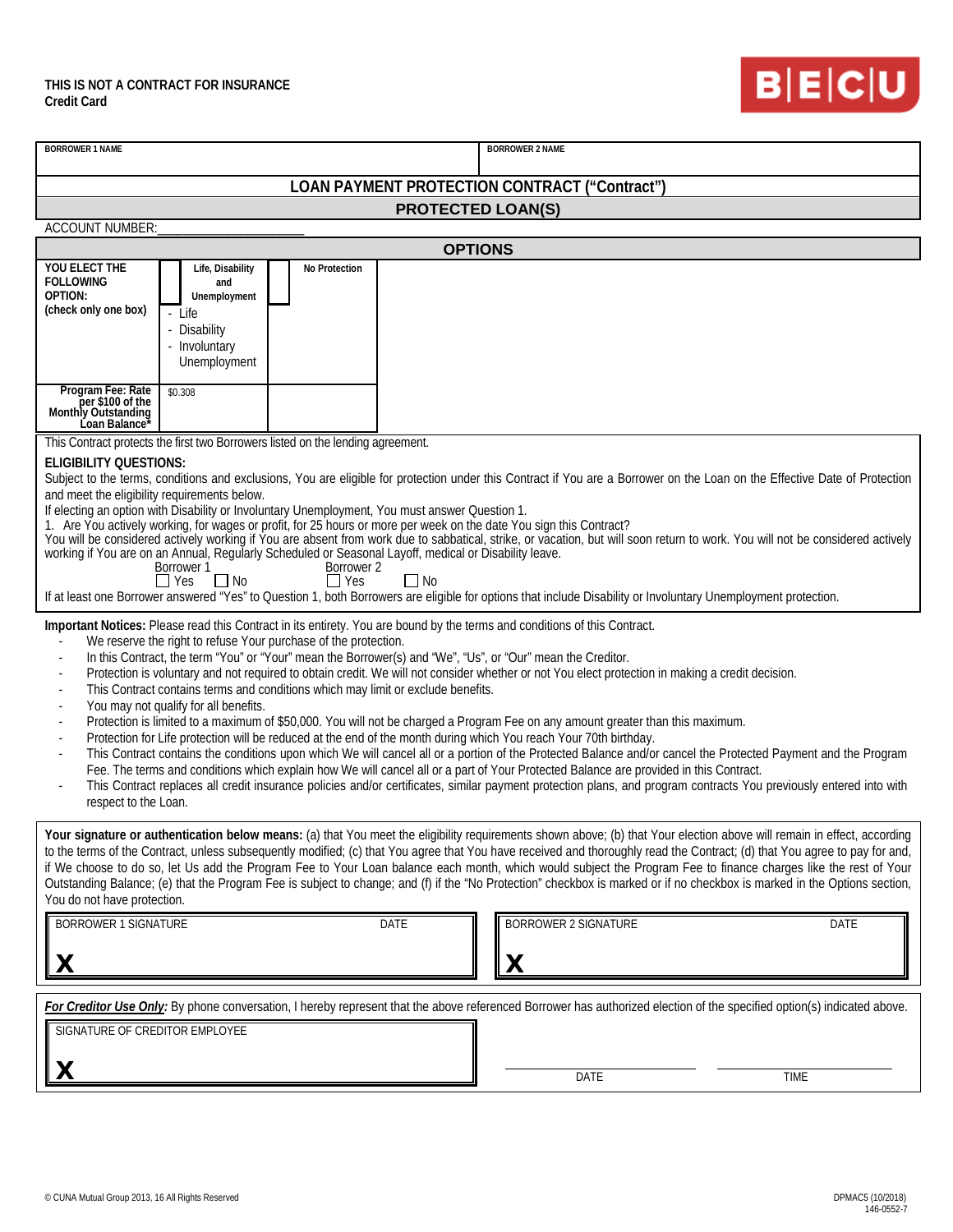**THIS IS NOT A CONTRACT FOR INSURANCE**
**Credit Card**

BECU

| BORROWER 1 NAME | BORROWER 2 NAME |
|---|---|
| | |

## LOAN PAYMENT PROTECTION CONTRACT ("Contract")

## PROTECTED LOAN(S)

ACCOUNT NUMBER:_____________________

## OPTIONS

| YOU ELECT THE FOLLOWING OPTION: (check only one box) | ☐ Life, Disability and Unemployment - Life - Disability - Involuntary Unemployment | ☐ No Protection |
|---|---|---|
| Program Fee: Rate per $100 of the Monthly Outstanding Loan Balance* | $0.308 | |

This Contract protects the first two Borrowers listed on the lending agreement.

**ELIGIBILITY QUESTIONS:**

Subject to the terms, conditions and exclusions, You are eligible for protection under this Contract if You are a Borrower on the Loan on the Effective Date of Protection and meet the eligibility requirements below.

If electing an option with Disability or Involuntary Unemployment, You must answer Question 1.

1. Are You actively working, for wages or profit, for 25 hours or more per week on the date You sign this Contract?

You will be considered actively working if You are absent from work due to sabbatical, strike, or vacation, but will soon return to work. You will not be considered actively working if You are on an Annual, Regularly Scheduled or Seasonal Layoff, medical or Disability leave.

Borrower 1 ☐ Yes ☐ No    Borrower 2 ☐ Yes ☐ No

If at least one Borrower answered "Yes" to Question 1, both Borrowers are eligible for options that include Disability or Involuntary Unemployment protection.

**Important Notices:** Please read this Contract in its entirety. You are bound by the terms and conditions of this Contract.

- We reserve the right to refuse Your purchase of the protection.
- In this Contract, the term "You" or "Your" mean the Borrower(s) and "We", "Us", or "Our" mean the Creditor.
- Protection is voluntary and not required to obtain credit. We will not consider whether or not You elect protection in making a credit decision.
- This Contract contains terms and conditions which may limit or exclude benefits.
- You may not qualify for all benefits.
- Protection is limited to a maximum of $50,000. You will not be charged a Program Fee on any amount greater than this maximum.
- Protection for Life protection will be reduced at the end of the month during which You reach Your 70th birthday.
- This Contract contains the conditions upon which We will cancel all or a portion of the Protected Balance and/or cancel the Protected Payment and the Program Fee. The terms and conditions which explain how We will cancel all or a part of Your Protected Balance are provided in this Contract.
- This Contract replaces all credit insurance policies and/or certificates, similar payment protection plans, and program contracts You previously entered into with respect to the Loan.

**Your signature or authentication below means:** (a) that You meet the eligibility requirements shown above; (b) that Your election above will remain in effect, according to the terms of the Contract, unless subsequently modified; (c) that You agree that You have received and thoroughly read the Contract; (d) that You agree to pay for and, if We choose to do so, let Us add the Program Fee to Your Loan balance each month, which would subject the Program Fee to finance charges like the rest of Your Outstanding Balance; (e) that the Program Fee is subject to change; and (f) if the "No Protection" checkbox is marked or if no checkbox is marked in the Options section, You do not have protection.

| BORROWER 1 SIGNATURE | DATE | BORROWER 2 SIGNATURE | DATE |
|---|---|---|---|
| X | | X | |

***For Creditor Use Only:*** By phone conversation, I hereby represent that the above referenced Borrower has authorized election of the specified option(s) indicated above.

| SIGNATURE OF CREDITOR EMPLOYEE | DATE | TIME |
|---|---|---|
| X | | |

© CUNA Mutual Group 2013, 16 All Rights Reserved

DPMAC5 (10/2018)
146-0552-7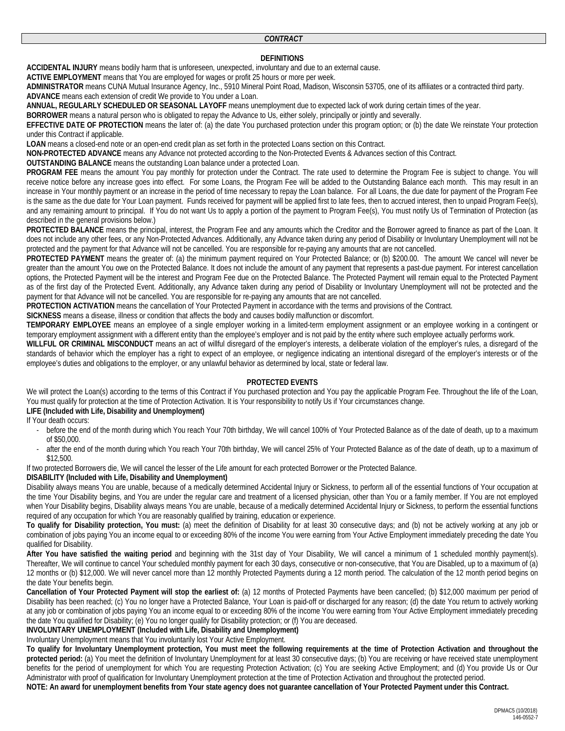## *CONTRACT*

### DEFINITIONS

**ACCIDENTAL INJURY** means bodily harm that is unforeseen, unexpected, involuntary and due to an external cause.

**ACTIVE EMPLOYMENT** means that You are employed for wages or profit 25 hours or more per week.

**ADMINISTRATOR** means CUNA Mutual Insurance Agency, Inc., 5910 Mineral Point Road, Madison, Wisconsin 53705, one of its affiliates or a contracted third party.

**ADVANCE** means each extension of credit We provide to You under a Loan.

**ANNUAL, REGULARLY SCHEDULED OR SEASONAL LAYOFF** means unemployment due to expected lack of work during certain times of the year.

**BORROWER** means a natural person who is obligated to repay the Advance to Us, either solely, principally or jointly and severally.

**EFFECTIVE DATE OF PROTECTION** means the later of: (a) the date You purchased protection under this program option; or (b) the date We reinstate Your protection under this Contract if applicable.

**LOAN** means a closed-end note or an open-end credit plan as set forth in the protected Loans section on this Contract.

**NON-PROTECTED ADVANCE** means any Advance not protected according to the Non-Protected Events & Advances section of this Contract.

**OUTSTANDING BALANCE** means the outstanding Loan balance under a protected Loan.

**PROGRAM FEE** means the amount You pay monthly for protection under the Contract. The rate used to determine the Program Fee is subject to change. You will receive notice before any increase goes into effect. For some Loans, the Program Fee will be added to the Outstanding Balance each month. This may result in an increase in Your monthly payment or an increase in the period of time necessary to repay the Loan balance. For all Loans, the due date for payment of the Program Fee is the same as the due date for Your Loan payment. Funds received for payment will be applied first to late fees, then to accrued interest, then to unpaid Program Fee(s), and any remaining amount to principal. If You do not want Us to apply a portion of the payment to Program Fee(s), You must notify Us of Termination of Protection (as described in the general provisions below.)

**PROTECTED BALANCE** means the principal, interest, the Program Fee and any amounts which the Creditor and the Borrower agreed to finance as part of the Loan. It does not include any other fees, or any Non-Protected Advances. Additionally, any Advance taken during any period of Disability or Involuntary Unemployment will not be protected and the payment for that Advance will not be cancelled. You are responsible for re-paying any amounts that are not cancelled.

**PROTECTED PAYMENT** means the greater of: (a) the minimum payment required on Your Protected Balance; or (b) $200.00. The amount We cancel will never be greater than the amount You owe on the Protected Balance. It does not include the amount of any payment that represents a past-due payment. For interest cancellation options, the Protected Payment will be the interest and Program Fee due on the Protected Balance. The Protected Payment will remain equal to the Protected Payment as of the first day of the Protected Event. Additionally, any Advance taken during any period of Disability or Involuntary Unemployment will not be protected and the payment for that Advance will not be cancelled. You are responsible for re-paying any amounts that are not cancelled.

**PROTECTION ACTIVATION** means the cancellation of Your Protected Payment in accordance with the terms and provisions of the Contract.

**SICKNESS** means a disease, illness or condition that affects the body and causes bodily malfunction or discomfort.

**TEMPORARY EMPLOYEE** means an employee of a single employer working in a limited-term employment assignment or an employee working in a contingent or temporary employment assignment with a different entity than the employee's employer and is not paid by the entity where such employee actually performs work.

**WILLFUL OR CRIMINAL MISCONDUCT** means an act of willful disregard of the employer's interests, a deliberate violation of the employer's rules, a disregard of the standards of behavior which the employer has a right to expect of an employee, or negligence indicating an intentional disregard of the employer's interests or of the employee's duties and obligations to the employer, or any unlawful behavior as determined by local, state or federal law.

### PROTECTED EVENTS

We will protect the Loan(s) according to the terms of this Contract if You purchased protection and You pay the applicable Program Fee. Throughout the life of the Loan, You must qualify for protection at the time of Protection Activation. It is Your responsibility to notify Us if Your circumstances change.

**LIFE (Included with Life, Disability and Unemployment)**

If Your death occurs:

- before the end of the month during which You reach Your 70th birthday, We will cancel 100% of Your Protected Balance as of the date of death, up to a maximum of $50,000.
- after the end of the month during which You reach Your 70th birthday, We will cancel 25% of Your Protected Balance as of the date of death, up to a maximum of $12,500.

If two protected Borrowers die, We will cancel the lesser of the Life amount for each protected Borrower or the Protected Balance.

**DISABILITY (Included with Life, Disability and Unemployment)**

Disability always means You are unable, because of a medically determined Accidental Injury or Sickness, to perform all of the essential functions of Your occupation at the time Your Disability begins, and You are under the regular care and treatment of a licensed physician, other than You or a family member. If You are not employed when Your Disability begins, Disability always means You are unable, because of a medically determined Accidental Injury or Sickness, to perform the essential functions required of any occupation for which You are reasonably qualified by training, education or experience.

**To qualify for Disability protection, You must:** (a) meet the definition of Disability for at least 30 consecutive days; and (b) not be actively working at any job or combination of jobs paying You an income equal to or exceeding 80% of the income You were earning from Your Active Employment immediately preceding the date You qualified for Disability.

**After You have satisfied the waiting period** and beginning with the 31st day of Your Disability, We will cancel a minimum of 1 scheduled monthly payment(s). Thereafter, We will continue to cancel Your scheduled monthly payment for each 30 days, consecutive or non-consecutive, that You are Disabled, up to a maximum of (a) 12 months or (b) $12,000. We will never cancel more than 12 monthly Protected Payments during a 12 month period. The calculation of the 12 month period begins on the date Your benefits begin.

**Cancellation of Your Protected Payment will stop the earliest of:** (a) 12 months of Protected Payments have been cancelled; (b) $12,000 maximum per period of Disability has been reached; (c) You no longer have a Protected Balance, Your Loan is paid-off or discharged for any reason; (d) the date You return to actively working at any job or combination of jobs paying You an income equal to or exceeding 80% of the income You were earning from Your Active Employment immediately preceding the date You qualified for Disability; (e) You no longer qualify for Disability protection; or (f) You are deceased.

**INVOLUNTARY UNEMPLOYMENT (Included with Life, Disability and Unemployment)**

Involuntary Unemployment means that You involuntarily lost Your Active Employment.

**To qualify for Involuntary Unemployment protection, You must meet the following requirements at the time of Protection Activation and throughout the protected period:** (a) You meet the definition of Involuntary Unemployment for at least 30 consecutive days; (b) You are receiving or have received state unemployment benefits for the period of unemployment for which You are requesting Protection Activation; (c) You are seeking Active Employment; and (d) You provide Us or Our Administrator with proof of qualification for Involuntary Unemployment protection at the time of Protection Activation and throughout the protected period.

**NOTE: An award for unemployment benefits from Your state agency does not guarantee cancellation of Your Protected Payment under this Contract.**

DPMAC5 (10/2018)
146-0552-7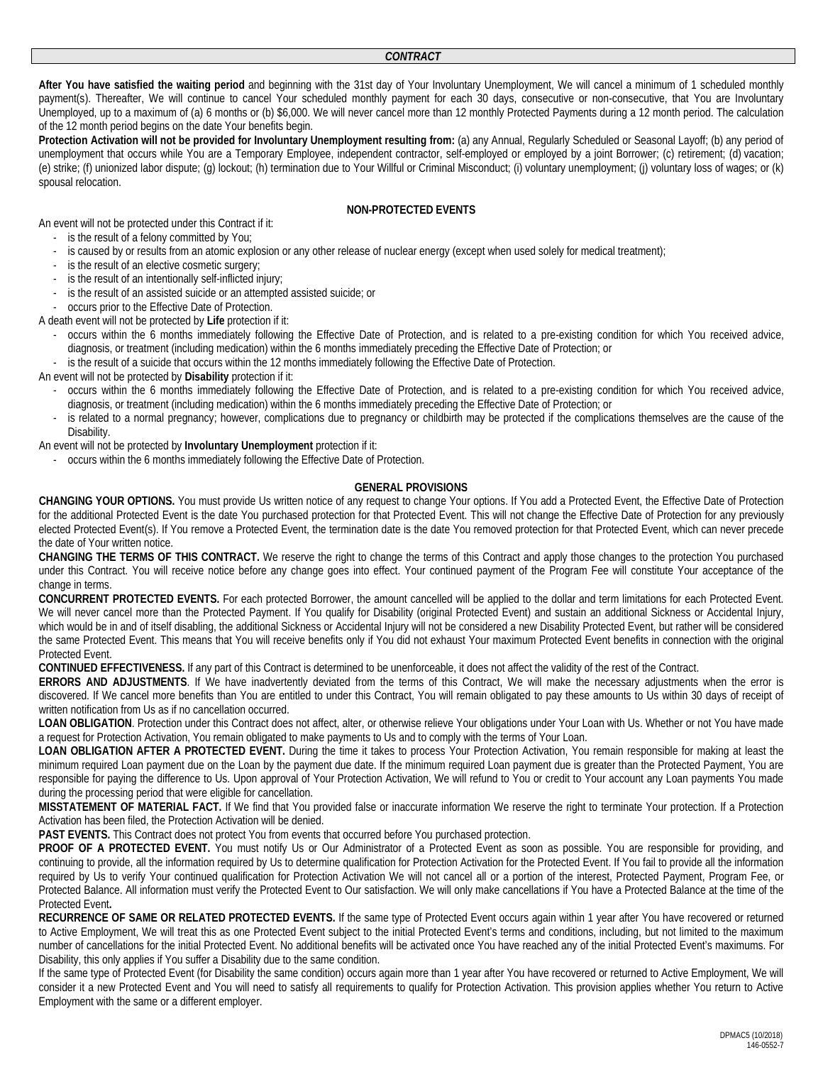## *CONTRACT*

**After You have satisfied the waiting period** and beginning with the 31st day of Your Involuntary Unemployment, We will cancel a minimum of 1 scheduled monthly payment(s). Thereafter, We will continue to cancel Your scheduled monthly payment for each 30 days, consecutive or non-consecutive, that You are Involuntary Unemployed, up to a maximum of (a) 6 months or (b) $6,000. We will never cancel more than 12 monthly Protected Payments during a 12 month period. The calculation of the 12 month period begins on the date Your benefits begin.

**Protection Activation will not be provided for Involuntary Unemployment resulting from:** (a) any Annual, Regularly Scheduled or Seasonal Layoff; (b) any period of unemployment that occurs while You are a Temporary Employee, independent contractor, self-employed or employed by a joint Borrower; (c) retirement; (d) vacation; (e) strike; (f) unionized labor dispute; (g) lockout; (h) termination due to Your Willful or Criminal Misconduct; (i) voluntary unemployment; (j) voluntary loss of wages; or (k) spousal relocation.

### NON-PROTECTED EVENTS

An event will not be protected under this Contract if it:

- is the result of a felony committed by You;
- is caused by or results from an atomic explosion or any other release of nuclear energy (except when used solely for medical treatment);
- is the result of an elective cosmetic surgery;
- is the result of an intentionally self-inflicted injury;
- is the result of an assisted suicide or an attempted assisted suicide; or
- occurs prior to the Effective Date of Protection.

A death event will not be protected by **Life** protection if it:

- occurs within the 6 months immediately following the Effective Date of Protection, and is related to a pre-existing condition for which You received advice, diagnosis, or treatment (including medication) within the 6 months immediately preceding the Effective Date of Protection; or
- is the result of a suicide that occurs within the 12 months immediately following the Effective Date of Protection.

An event will not be protected by **Disability** protection if it:

- occurs within the 6 months immediately following the Effective Date of Protection, and is related to a pre-existing condition for which You received advice, diagnosis, or treatment (including medication) within the 6 months immediately preceding the Effective Date of Protection; or
- is related to a normal pregnancy; however, complications due to pregnancy or childbirth may be protected if the complications themselves are the cause of the Disability.

An event will not be protected by **Involuntary Unemployment** protection if it:

- occurs within the 6 months immediately following the Effective Date of Protection.

### GENERAL PROVISIONS

**CHANGING YOUR OPTIONS.** You must provide Us written notice of any request to change Your options. If You add a Protected Event, the Effective Date of Protection for the additional Protected Event is the date You purchased protection for that Protected Event. This will not change the Effective Date of Protection for any previously elected Protected Event(s). If You remove a Protected Event, the termination date is the date You removed protection for that Protected Event, which can never precede the date of Your written notice.

**CHANGING THE TERMS OF THIS CONTRACT.** We reserve the right to change the terms of this Contract and apply those changes to the protection You purchased under this Contract. You will receive notice before any change goes into effect. Your continued payment of the Program Fee will constitute Your acceptance of the change in terms.

**CONCURRENT PROTECTED EVENTS.** For each protected Borrower, the amount cancelled will be applied to the dollar and term limitations for each Protected Event. We will never cancel more than the Protected Payment. If You qualify for Disability (original Protected Event) and sustain an additional Sickness or Accidental Injury, which would be in and of itself disabling, the additional Sickness or Accidental Injury will not be considered a new Disability Protected Event, but rather will be considered the same Protected Event. This means that You will receive benefits only if You did not exhaust Your maximum Protected Event benefits in connection with the original Protected Event.

**CONTINUED EFFECTIVENESS.** If any part of this Contract is determined to be unenforceable, it does not affect the validity of the rest of the Contract.

**ERRORS AND ADJUSTMENTS**. If We have inadvertently deviated from the terms of this Contract, We will make the necessary adjustments when the error is discovered. If We cancel more benefits than You are entitled to under this Contract, You will remain obligated to pay these amounts to Us within 30 days of receipt of written notification from Us as if no cancellation occurred.

**LOAN OBLIGATION**. Protection under this Contract does not affect, alter, or otherwise relieve Your obligations under Your Loan with Us. Whether or not You have made a request for Protection Activation, You remain obligated to make payments to Us and to comply with the terms of Your Loan.

**LOAN OBLIGATION AFTER A PROTECTED EVENT.** During the time it takes to process Your Protection Activation, You remain responsible for making at least the minimum required Loan payment due on the Loan by the payment due date. If the minimum required Loan payment due is greater than the Protected Payment, You are responsible for paying the difference to Us. Upon approval of Your Protection Activation, We will refund to You or credit to Your account any Loan payments You made during the processing period that were eligible for cancellation.

**MISSTATEMENT OF MATERIAL FACT.** If We find that You provided false or inaccurate information We reserve the right to terminate Your protection. If a Protection Activation has been filed, the Protection Activation will be denied.

**PAST EVENTS.** This Contract does not protect You from events that occurred before You purchased protection.

**PROOF OF A PROTECTED EVENT.** You must notify Us or Our Administrator of a Protected Event as soon as possible. You are responsible for providing, and continuing to provide, all the information required by Us to determine qualification for Protection Activation for the Protected Event. If You fail to provide all the information required by Us to verify Your continued qualification for Protection Activation We will not cancel all or a portion of the interest, Protected Payment, Program Fee, or Protected Balance. All information must verify the Protected Event to Our satisfaction. We will only make cancellations if You have a Protected Balance at the time of the Protected Event**.**

**RECURRENCE OF SAME OR RELATED PROTECTED EVENTS.** If the same type of Protected Event occurs again within 1 year after You have recovered or returned to Active Employment, We will treat this as one Protected Event subject to the initial Protected Event's terms and conditions, including, but not limited to the maximum number of cancellations for the initial Protected Event. No additional benefits will be activated once You have reached any of the initial Protected Event's maximums. For Disability, this only applies if You suffer a Disability due to the same condition.

If the same type of Protected Event (for Disability the same condition) occurs again more than 1 year after You have recovered or returned to Active Employment, We will consider it a new Protected Event and You will need to satisfy all requirements to qualify for Protection Activation. This provision applies whether You return to Active Employment with the same or a different employer.

DPMAC5 (10/2018)
146-0552-7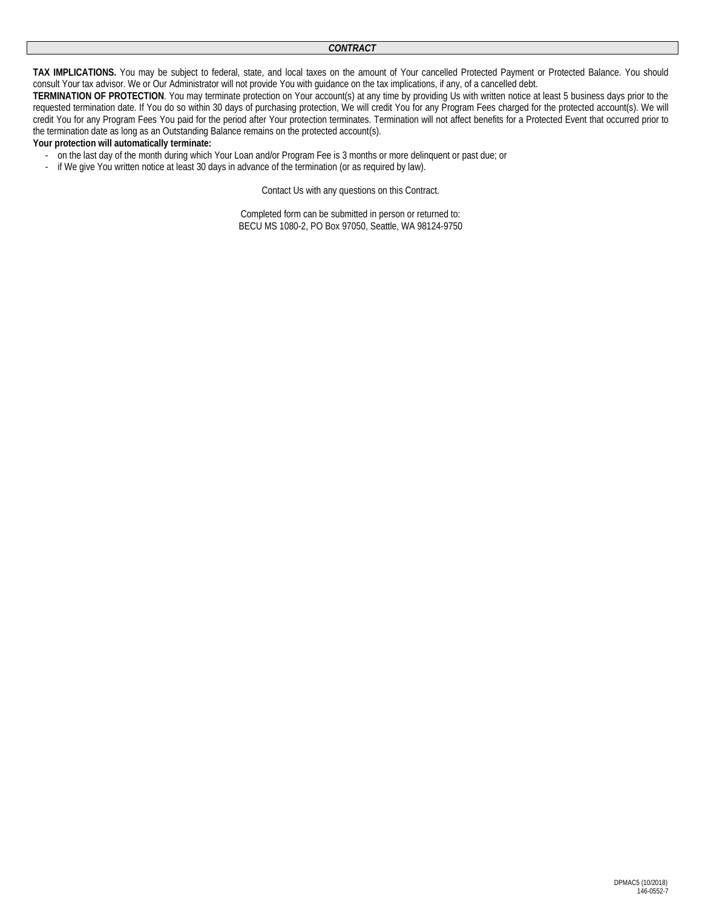***CONTRACT***

**TAX IMPLICATIONS.** You may be subject to federal, state, and local taxes on the amount of Your cancelled Protected Payment or Protected Balance. You should consult Your tax advisor. We or Our Administrator will not provide You with guidance on the tax implications, if any, of a cancelled debt.

**TERMINATION OF PROTECTION**. You may terminate protection on Your account(s) at any time by providing Us with written notice at least 5 business days prior to the requested termination date. If You do so within 30 days of purchasing protection, We will credit You for any Program Fees charged for the protected account(s). We will credit You for any Program Fees You paid for the period after Your protection terminates. Termination will not affect benefits for a Protected Event that occurred prior to the termination date as long as an Outstanding Balance remains on the protected account(s).

**Your protection will automatically terminate:**

- on the last day of the month during which Your Loan and/or Program Fee is 3 months or more delinquent or past due; or
- if We give You written notice at least 30 days in advance of the termination (or as required by law).

Contact Us with any questions on this Contract.

Completed form can be submitted in person or returned to:
BECU MS 1080-2, PO Box 97050, Seattle, WA 98124-9750

DPMAC5 (10/2018)
146-0552-7